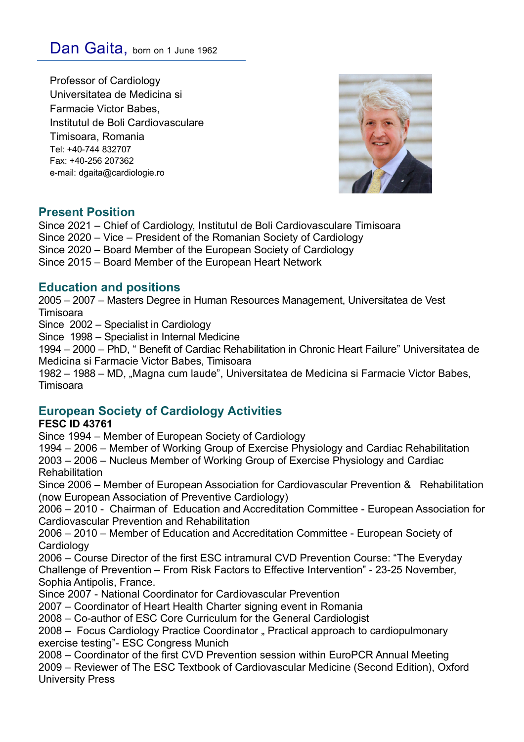# Dan Gaita, born on 1 June 1962

Professor of Cardiology
Universitatea de Medicina si
Farmacie Victor Babes,
Institutul de Boli Cardiovasculare
Timisoara, Romania
Tel: +40-744 832707
Fax: +40-256 207362
e-mail: dgaita@cardiologie.ro

## Present Position

Since 2021 – Chief of Cardiology, Institutul de Boli Cardiovasculare Timisoara
Since 2020 – Vice – President of the Romanian Society of Cardiology
Since 2020 – Board Member of the European Society of Cardiology
Since 2015 – Board Member of the European Heart Network

## Education and positions

2005 – 2007 – Masters Degree in Human Resources Management, Universitatea de Vest Timisoara
Since 2002 – Specialist in Cardiology
Since 1998 – Specialist in Internal Medicine
1994 – 2000 – PhD, " Benefit of Cardiac Rehabilitation in Chronic Heart Failure" Universitatea de Medicina si Farmacie Victor Babes, Timisoara
1982 – 1988 – MD, „Magna cum laude", Universitatea de Medicina si Farmacie Victor Babes, Timisoara

## European Society of Cardiology Activities

**FESC ID 43761**

Since 1994 – Member of European Society of Cardiology
1994 – 2006 – Member of Working Group of Exercise Physiology and Cardiac Rehabilitation
2003 – 2006 – Nucleus Member of Working Group of Exercise Physiology and Cardiac Rehabilitation
Since 2006 – Member of European Association for Cardiovascular Prevention & Rehabilitation (now European Association of Preventive Cardiology)
2006 – 2010 - Chairman of Education and Accreditation Committee - European Association for Cardiovascular Prevention and Rehabilitation
2006 – 2010 – Member of Education and Accreditation Committee - European Society of Cardiology
2006 – Course Director of the first ESC intramural CVD Prevention Course: "The Everyday Challenge of Prevention – From Risk Factors to Effective Intervention" - 23-25 November, Sophia Antipolis, France.
Since 2007 - National Coordinator for Cardiovascular Prevention
2007 – Coordinator of Heart Health Charter signing event in Romania
2008 – Co-author of ESC Core Curriculum for the General Cardiologist
2008 – Focus Cardiology Practice Coordinator „ Practical approach to cardiopulmonary exercise testing"- ESC Congress Munich
2008 – Coordinator of the first CVD Prevention session within EuroPCR Annual Meeting
2009 – Reviewer of The ESC Textbook of Cardiovascular Medicine (Second Edition), Oxford University Press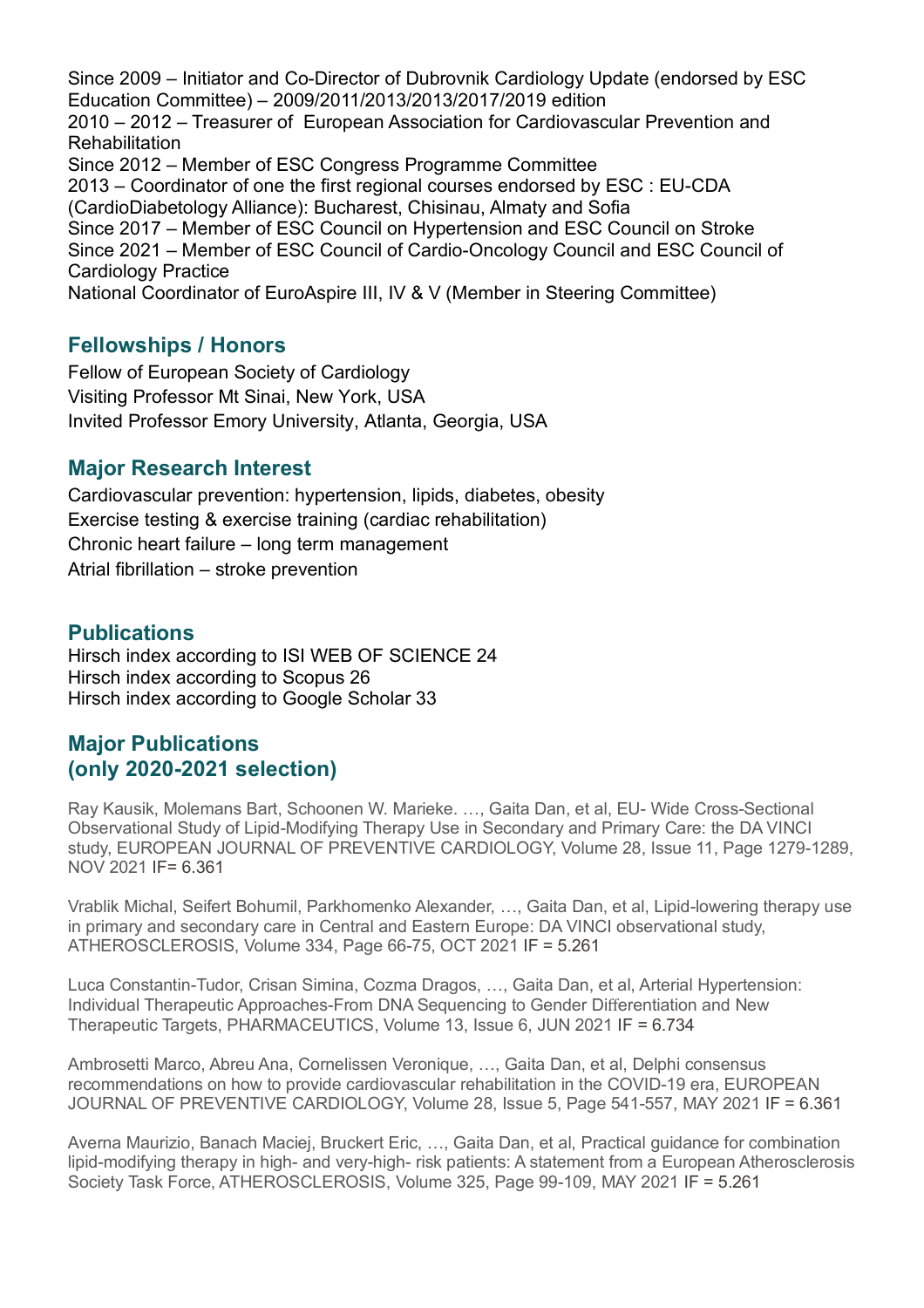Since 2009 – Initiator and Co-Director of Dubrovnik Cardiology Update (endorsed by ESC Education Committee) – 2009/2011/2013/2013/2017/2019 edition
2010 – 2012 – Treasurer of European Association for Cardiovascular Prevention and Rehabilitation
Since 2012 – Member of ESC Congress Programme Committee
2013 – Coordinator of one the first regional courses endorsed by ESC : EU-CDA (CardioDiabetology Alliance): Bucharest, Chisinau, Almaty and Sofia
Since 2017 – Member of ESC Council on Hypertension and ESC Council on Stroke
Since 2021 – Member of ESC Council of Cardio-Oncology Council and ESC Council of Cardiology Practice
National Coordinator of EuroAspire III, IV & V (Member in Steering Committee)

## Fellowships / Honors

Fellow of European Society of Cardiology
Visiting Professor Mt Sinai, New York, USA
Invited Professor Emory University, Atlanta, Georgia, USA

## Major Research Interest

Cardiovascular prevention: hypertension, lipids, diabetes, obesity
Exercise testing & exercise training (cardiac rehabilitation)
Chronic heart failure – long term management
Atrial fibrillation – stroke prevention

## Publications

Hirsch index according to ISI WEB OF SCIENCE 24
Hirsch index according to Scopus 26
Hirsch index according to Google Scholar 33

## Major Publications (only 2020-2021 selection)

Ray Kausik, Molemans Bart, Schoonen W. Marieke. …, Gaita Dan, et al, EU- Wide Cross-Sectional Observational Study of Lipid-Modifying Therapy Use in Secondary and Primary Care: the DA VINCI study, EUROPEAN JOURNAL OF PREVENTIVE CARDIOLOGY, Volume 28, Issue 11, Page 1279-1289, NOV 2021 IF= 6.361

Vrablik Michal, Seifert Bohumil, Parkhomenko Alexander, …, Gaita Dan, et al, Lipid-lowering therapy use in primary and secondary care in Central and Eastern Europe: DA VINCI observational study, ATHEROSCLEROSIS, Volume 334, Page 66-75, OCT 2021 IF = 5.261

Luca Constantin-Tudor, Crisan Simina, Cozma Dragos, …, Gaita Dan, et al, Arterial Hypertension: Individual Therapeutic Approaches-From DNA Sequencing to Gender Differentiation and New Therapeutic Targets, PHARMACEUTICS, Volume 13, Issue 6, JUN 2021 IF = 6.734

Ambrosetti Marco, Abreu Ana, Cornelissen Veronique, …, Gaita Dan, et al, Delphi consensus recommendations on how to provide cardiovascular rehabilitation in the COVID-19 era, EUROPEAN JOURNAL OF PREVENTIVE CARDIOLOGY, Volume 28, Issue 5, Page 541-557, MAY 2021 IF = 6.361

Averna Maurizio, Banach Maciej, Bruckert Eric, …, Gaita Dan, et al, Practical guidance for combination lipid-modifying therapy in high- and very-high- risk patients: A statement from a European Atherosclerosis Society Task Force, ATHEROSCLEROSIS, Volume 325, Page 99-109, MAY 2021 IF = 5.261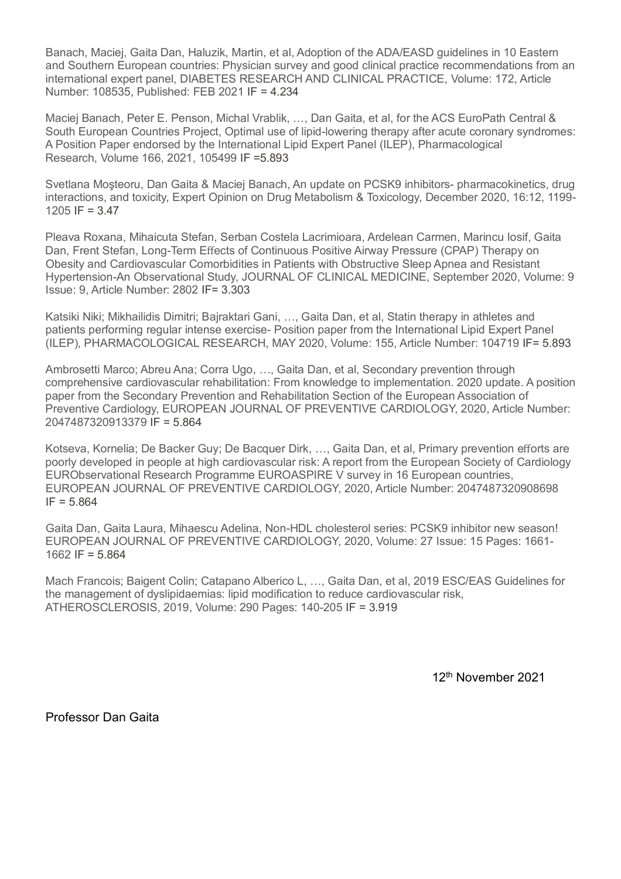Banach, Maciej, Gaita Dan, Haluzik, Martin, et al, Adoption of the ADA/EASD guidelines in 10 Eastern and Southern European countries: Physician survey and good clinical practice recommendations from an international expert panel, DIABETES RESEARCH AND CLINICAL PRACTICE, Volume: 172, Article Number: 108535, Published: FEB 2021 IF = 4.234

Maciej Banach, Peter E. Penson, Michal Vrablik, …, Dan Gaita, et al, for the ACS EuroPath Central & South European Countries Project, Optimal use of lipid-lowering therapy after acute coronary syndromes: A Position Paper endorsed by the International Lipid Expert Panel (ILEP), Pharmacological Research, Volume 166, 2021, 105499 IF =5.893

Svetlana Moşteoru, Dan Gaita & Maciej Banach, An update on PCSK9 inhibitors- pharmacokinetics, drug interactions, and toxicity, Expert Opinion on Drug Metabolism & Toxicology, December 2020, 16:12, 1199-1205 IF = 3.47

Pleava Roxana, Mihaicuta Stefan, Serban Costela Lacrimioara, Ardelean Carmen, Marincu Iosif, Gaita Dan, Frent Stefan, Long-Term Effects of Continuous Positive Airway Pressure (CPAP) Therapy on Obesity and Cardiovascular Comorbidities in Patients with Obstructive Sleep Apnea and Resistant Hypertension-An Observational Study, JOURNAL OF CLINICAL MEDICINE, September 2020, Volume: 9 Issue: 9, Article Number: 2802 IF= 3.303

Katsiki Niki; Mikhailidis Dimitri; Bajraktari Gani, …, Gaita Dan, et al, Statin therapy in athletes and patients performing regular intense exercise- Position paper from the International Lipid Expert Panel (ILEP), PHARMACOLOGICAL RESEARCH, MAY 2020, Volume: 155, Article Number: 104719 IF= 5.893

Ambrosetti Marco; Abreu Ana; Corra Ugo, …, Gaita Dan, et al, Secondary prevention through comprehensive cardiovascular rehabilitation: From knowledge to implementation. 2020 update. A position paper from the Secondary Prevention and Rehabilitation Section of the European Association of Preventive Cardiology, EUROPEAN JOURNAL OF PREVENTIVE CARDIOLOGY, 2020, Article Number: 2047487320913379 IF = 5.864

Kotseva, Kornelia; De Backer Guy; De Bacquer Dirk, …, Gaita Dan, et al, Primary prevention efforts are poorly developed in people at high cardiovascular risk: A report from the European Society of Cardiology EURObservational Research Programme EUROASPIRE V survey in 16 European countries, EUROPEAN JOURNAL OF PREVENTIVE CARDIOLOGY, 2020, Article Number: 2047487320908698 IF = 5.864

Gaita Dan, Gaita Laura, Mihaescu Adelina, Non-HDL cholesterol series: PCSK9 inhibitor new season! EUROPEAN JOURNAL OF PREVENTIVE CARDIOLOGY, 2020, Volume: 27 Issue: 15 Pages: 1661-1662 IF = 5.864

Mach Francois; Baigent Colin; Catapano Alberico L, …, Gaita Dan, et al, 2019 ESC/EAS Guidelines for the management of dyslipidaemias: lipid modification to reduce cardiovascular risk, ATHEROSCLEROSIS, 2019, Volume: 290 Pages: 140-205 IF = 3.919

12th November 2021

Professor Dan Gaita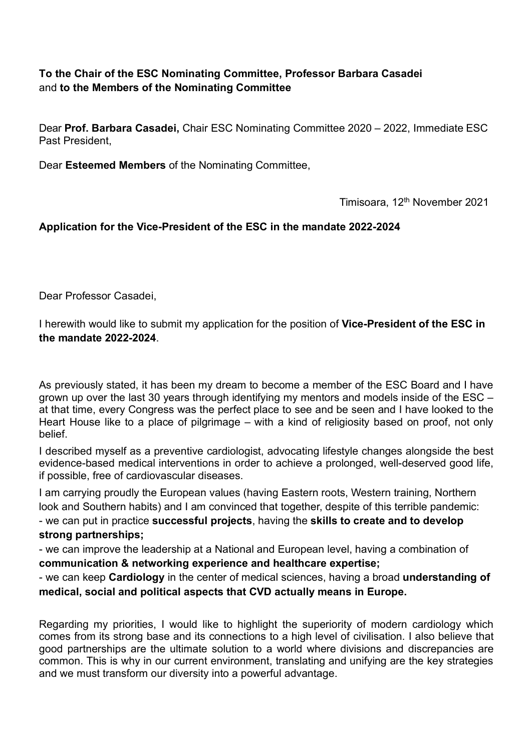**To the Chair of the ESC Nominating Committee, Professor Barbara Casadei** and **to the Members of the Nominating Committee**

Dear **Prof. Barbara Casadei,** Chair ESC Nominating Committee 2020 – 2022, Immediate ESC Past President,

Dear **Esteemed Members** of the Nominating Committee,

Timisoara, 12th November 2021

**Application for the Vice-President of the ESC in the mandate 2022-2024**

Dear Professor Casadei,

I herewith would like to submit my application for the position of **Vice-President of the ESC in the mandate 2022-2024**.

As previously stated, it has been my dream to become a member of the ESC Board and I have grown up over the last 30 years through identifying my mentors and models inside of the ESC – at that time, every Congress was the perfect place to see and be seen and I have looked to the Heart House like to a place of pilgrimage – with a kind of religiosity based on proof, not only belief.

I described myself as a preventive cardiologist, advocating lifestyle changes alongside the best evidence-based medical interventions in order to achieve a prolonged, well-deserved good life, if possible, free of cardiovascular diseases.

I am carrying proudly the European values (having Eastern roots, Western training, Northern look and Southern habits) and I am convinced that together, despite of this terrible pandemic:

- we can put in practice **successful projects**, having the **skills to create and to develop strong partnerships;**
- we can improve the leadership at a National and European level, having a combination of **communication & networking experience and healthcare expertise;**
- we can keep **Cardiology** in the center of medical sciences, having a broad **understanding of medical, social and political aspects that CVD actually means in Europe.**

Regarding my priorities, I would like to highlight the superiority of modern cardiology which comes from its strong base and its connections to a high level of civilisation. I also believe that good partnerships are the ultimate solution to a world where divisions and discrepancies are common. This is why in our current environment, translating and unifying are the key strategies and we must transform our diversity into a powerful advantage.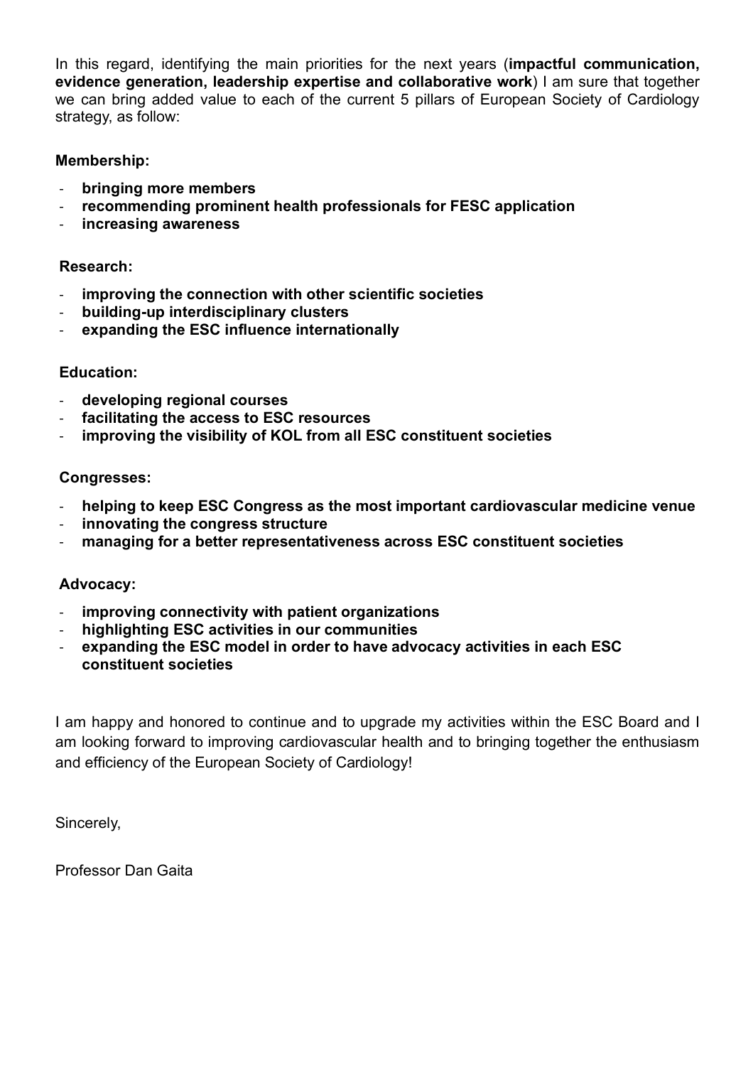In this regard, identifying the main priorities for the next years (**impactful communication, evidence generation, leadership expertise and collaborative work**) I am sure that together we can bring added value to each of the current 5 pillars of European Society of Cardiology strategy, as follow:

**Membership:**

- **bringing more members**
- **recommending prominent health professionals for FESC application**
- **increasing awareness**

**Research:**

- **improving the connection with other scientific societies**
- **building-up interdisciplinary clusters**
- **expanding the ESC influence internationally**

**Education:**

- **developing regional courses**
- **facilitating the access to ESC resources**
- **improving the visibility of KOL from all ESC constituent societies**

**Congresses:**

- **helping to keep ESC Congress as the most important cardiovascular medicine venue**
- **innovating the congress structure**
- **managing for a better representativeness across ESC constituent societies**

**Advocacy:**

- **improving connectivity with patient organizations**
- **highlighting ESC activities in our communities**
- **expanding the ESC model in order to have advocacy activities in each ESC constituent societies**

I am happy and honored to continue and to upgrade my activities within the ESC Board and I am looking forward to improving cardiovascular health and to bringing together the enthusiasm and efficiency of the European Society of Cardiology!

Sincerely,

Professor Dan Gaita